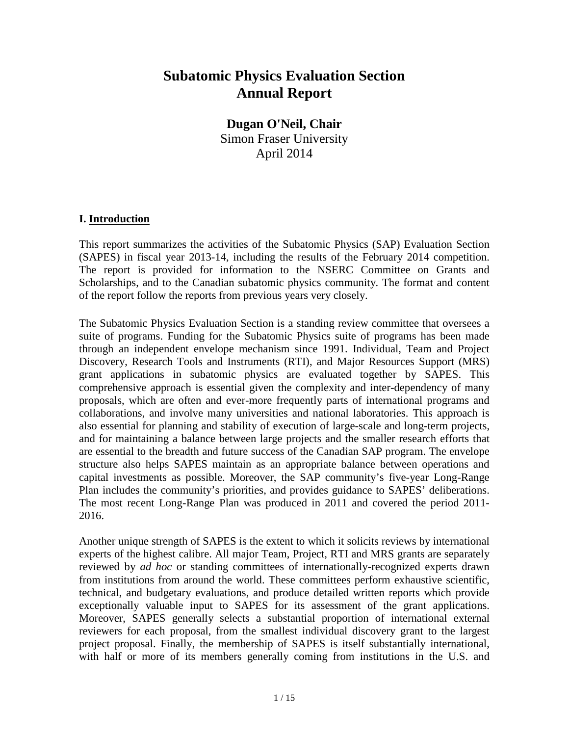# Subatomic Physics Evaluation Section
# Annual Report

**Dugan O'Neil, Chair**
Simon Fraser University
April 2014

## I. Introduction

This report summarizes the activities of the Subatomic Physics (SAP) Evaluation Section (SAPES) in fiscal year 2013-14, including the results of the February 2014 competition. The report is provided for information to the NSERC Committee on Grants and Scholarships, and to the Canadian subatomic physics community. The format and content of the report follow the reports from previous years very closely.

The Subatomic Physics Evaluation Section is a standing review committee that oversees a suite of programs. Funding for the Subatomic Physics suite of programs has been made through an independent envelope mechanism since 1991. Individual, Team and Project Discovery, Research Tools and Instruments (RTI), and Major Resources Support (MRS) grant applications in subatomic physics are evaluated together by SAPES. This comprehensive approach is essential given the complexity and inter-dependency of many proposals, which are often and ever-more frequently parts of international programs and collaborations, and involve many universities and national laboratories. This approach is also essential for planning and stability of execution of large-scale and long-term projects, and for maintaining a balance between large projects and the smaller research efforts that are essential to the breadth and future success of the Canadian SAP program. The envelope structure also helps SAPES maintain as an appropriate balance between operations and capital investments as possible. Moreover, the SAP community's five-year Long-Range Plan includes the community's priorities, and provides guidance to SAPES' deliberations. The most recent Long-Range Plan was produced in 2011 and covered the period 2011-2016.

Another unique strength of SAPES is the extent to which it solicits reviews by international experts of the highest calibre. All major Team, Project, RTI and MRS grants are separately reviewed by *ad hoc* or standing committees of internationally-recognized experts drawn from institutions from around the world. These committees perform exhaustive scientific, technical, and budgetary evaluations, and produce detailed written reports which provide exceptionally valuable input to SAPES for its assessment of the grant applications. Moreover, SAPES generally selects a substantial proportion of international external reviewers for each proposal, from the smallest individual discovery grant to the largest project proposal. Finally, the membership of SAPES is itself substantially international, with half or more of its members generally coming from institutions in the U.S. and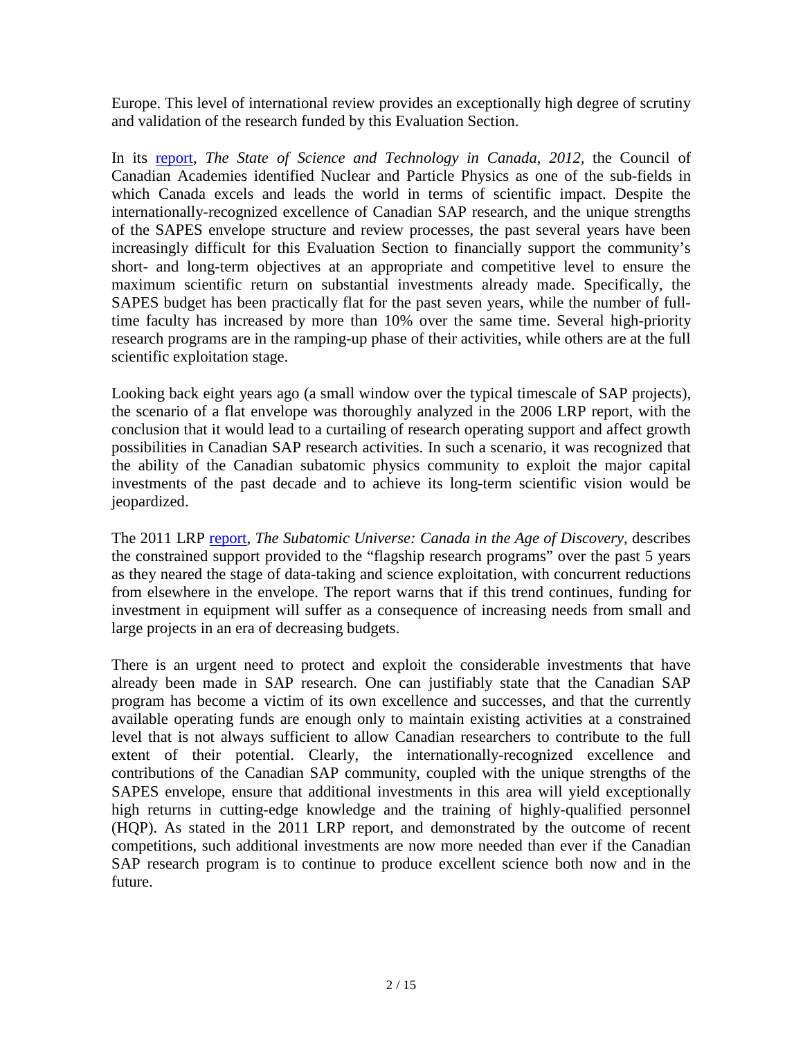Europe. This level of international review provides an exceptionally high degree of scrutiny and validation of the research funded by this Evaluation Section.

In its [report](), *The State of Science and Technology in Canada, 2012*, the Council of Canadian Academies identified Nuclear and Particle Physics as one of the sub-fields in which Canada excels and leads the world in terms of scientific impact. Despite the internationally-recognized excellence of Canadian SAP research, and the unique strengths of the SAPES envelope structure and review processes, the past several years have been increasingly difficult for this Evaluation Section to financially support the community's short- and long-term objectives at an appropriate and competitive level to ensure the maximum scientific return on substantial investments already made. Specifically, the SAPES budget has been practically flat for the past seven years, while the number of full-time faculty has increased by more than 10% over the same time. Several high-priority research programs are in the ramping-up phase of their activities, while others are at the full scientific exploitation stage.

Looking back eight years ago (a small window over the typical timescale of SAP projects), the scenario of a flat envelope was thoroughly analyzed in the 2006 LRP report, with the conclusion that it would lead to a curtailing of research operating support and affect growth possibilities in Canadian SAP research activities. In such a scenario, it was recognized that the ability of the Canadian subatomic physics community to exploit the major capital investments of the past decade and to achieve its long-term scientific vision would be jeopardized.

The 2011 LRP [report](), *The Subatomic Universe: Canada in the Age of Discovery*, describes the constrained support provided to the "flagship research programs" over the past 5 years as they neared the stage of data-taking and science exploitation, with concurrent reductions from elsewhere in the envelope. The report warns that if this trend continues, funding for investment in equipment will suffer as a consequence of increasing needs from small and large projects in an era of decreasing budgets.

There is an urgent need to protect and exploit the considerable investments that have already been made in SAP research. One can justifiably state that the Canadian SAP program has become a victim of its own excellence and successes, and that the currently available operating funds are enough only to maintain existing activities at a constrained level that is not always sufficient to allow Canadian researchers to contribute to the full extent of their potential. Clearly, the internationally-recognized excellence and contributions of the Canadian SAP community, coupled with the unique strengths of the SAPES envelope, ensure that additional investments in this area will yield exceptionally high returns in cutting-edge knowledge and the training of highly-qualified personnel (HQP). As stated in the 2011 LRP report, and demonstrated by the outcome of recent competitions, such additional investments are now more needed than ever if the Canadian SAP research program is to continue to produce excellent science both now and in the future.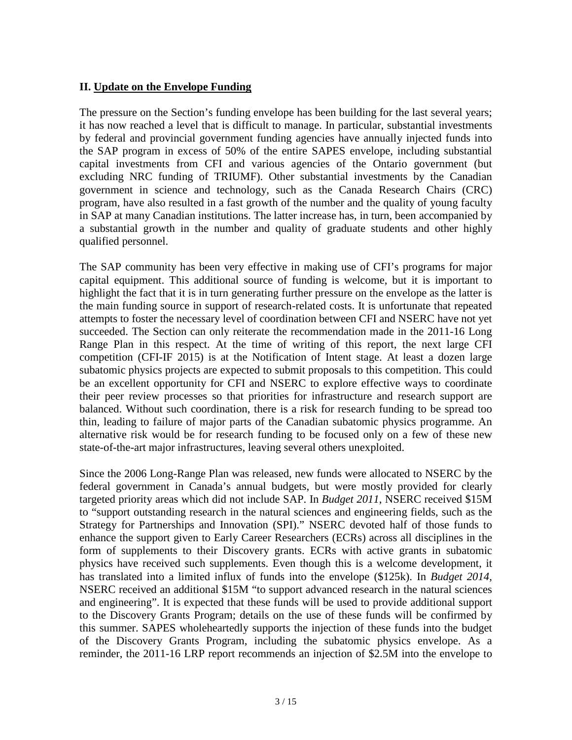## II. Update on the Envelope Funding

The pressure on the Section's funding envelope has been building for the last several years; it has now reached a level that is difficult to manage. In particular, substantial investments by federal and provincial government funding agencies have annually injected funds into the SAP program in excess of 50% of the entire SAPES envelope, including substantial capital investments from CFI and various agencies of the Ontario government (but excluding NRC funding of TRIUMF). Other substantial investments by the Canadian government in science and technology, such as the Canada Research Chairs (CRC) program, have also resulted in a fast growth of the number and the quality of young faculty in SAP at many Canadian institutions. The latter increase has, in turn, been accompanied by a substantial growth in the number and quality of graduate students and other highly qualified personnel.

The SAP community has been very effective in making use of CFI's programs for major capital equipment. This additional source of funding is welcome, but it is important to highlight the fact that it is in turn generating further pressure on the envelope as the latter is the main funding source in support of research-related costs. It is unfortunate that repeated attempts to foster the necessary level of coordination between CFI and NSERC have not yet succeeded. The Section can only reiterate the recommendation made in the 2011-16 Long Range Plan in this respect. At the time of writing of this report, the next large CFI competition (CFI-IF 2015) is at the Notification of Intent stage. At least a dozen large subatomic physics projects are expected to submit proposals to this competition. This could be an excellent opportunity for CFI and NSERC to explore effective ways to coordinate their peer review processes so that priorities for infrastructure and research support are balanced. Without such coordination, there is a risk for research funding to be spread too thin, leading to failure of major parts of the Canadian subatomic physics programme. An alternative risk would be for research funding to be focused only on a few of these new state-of-the-art major infrastructures, leaving several others unexploited.

Since the 2006 Long-Range Plan was released, new funds were allocated to NSERC by the federal government in Canada's annual budgets, but were mostly provided for clearly targeted priority areas which did not include SAP. In *Budget 2011*, NSERC received $15M to "support outstanding research in the natural sciences and engineering fields, such as the Strategy for Partnerships and Innovation (SPI)." NSERC devoted half of those funds to enhance the support given to Early Career Researchers (ECRs) across all disciplines in the form of supplements to their Discovery grants. ECRs with active grants in subatomic physics have received such supplements. Even though this is a welcome development, it has translated into a limited influx of funds into the envelope ($125k). In *Budget 2014*, NSERC received an additional $15M "to support advanced research in the natural sciences and engineering". It is expected that these funds will be used to provide additional support to the Discovery Grants Program; details on the use of these funds will be confirmed by this summer. SAPES wholeheartedly supports the injection of these funds into the budget of the Discovery Grants Program, including the subatomic physics envelope. As a reminder, the 2011-16 LRP report recommends an injection of $2.5M into the envelope to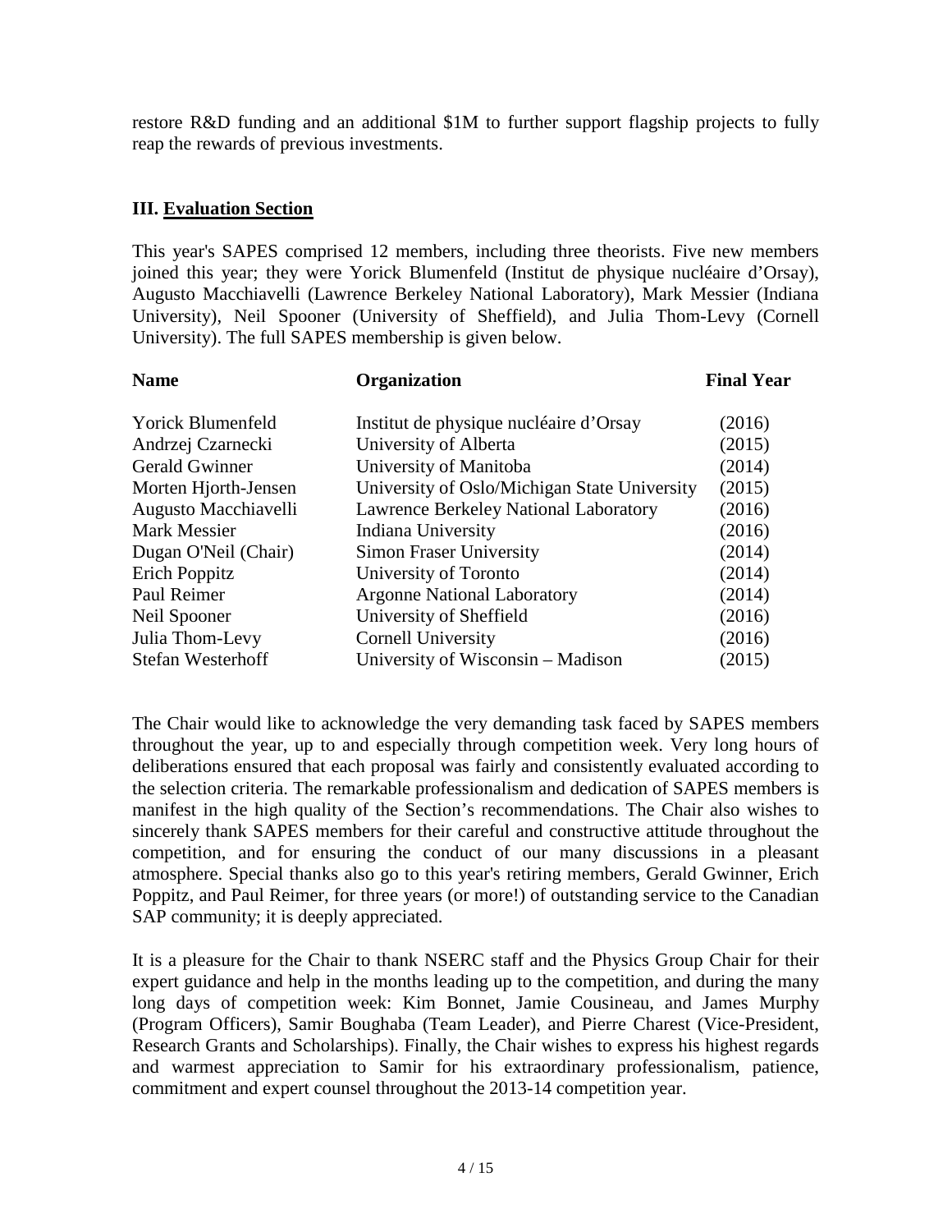restore R&D funding and an additional $1M to further support flagship projects to fully reap the rewards of previous investments.

### III. Evaluation Section

This year's SAPES comprised 12 members, including three theorists. Five new members joined this year; they were Yorick Blumenfeld (Institut de physique nucléaire d'Orsay), Augusto Macchiavelli (Lawrence Berkeley National Laboratory), Mark Messier (Indiana University), Neil Spooner (University of Sheffield), and Julia Thom-Levy (Cornell University). The full SAPES membership is given below.

| Name | Organization | Final Year |
|---|---|---|
| Yorick Blumenfeld | Institut de physique nucléaire d'Orsay | (2016) |
| Andrzej Czarnecki | University of Alberta | (2015) |
| Gerald Gwinner | University of Manitoba | (2014) |
| Morten Hjorth-Jensen | University of Oslo/Michigan State University | (2015) |
| Augusto Macchiavelli | Lawrence Berkeley National Laboratory | (2016) |
| Mark Messier | Indiana University | (2016) |
| Dugan O'Neil (Chair) | Simon Fraser University | (2014) |
| Erich Poppitz | University of Toronto | (2014) |
| Paul Reimer | Argonne National Laboratory | (2014) |
| Neil Spooner | University of Sheffield | (2016) |
| Julia Thom-Levy | Cornell University | (2016) |
| Stefan Westerhoff | University of Wisconsin – Madison | (2015) |

The Chair would like to acknowledge the very demanding task faced by SAPES members throughout the year, up to and especially through competition week. Very long hours of deliberations ensured that each proposal was fairly and consistently evaluated according to the selection criteria. The remarkable professionalism and dedication of SAPES members is manifest in the high quality of the Section's recommendations. The Chair also wishes to sincerely thank SAPES members for their careful and constructive attitude throughout the competition, and for ensuring the conduct of our many discussions in a pleasant atmosphere. Special thanks also go to this year's retiring members, Gerald Gwinner, Erich Poppitz, and Paul Reimer, for three years (or more!) of outstanding service to the Canadian SAP community; it is deeply appreciated.

It is a pleasure for the Chair to thank NSERC staff and the Physics Group Chair for their expert guidance and help in the months leading up to the competition, and during the many long days of competition week: Kim Bonnet, Jamie Cousineau, and James Murphy (Program Officers), Samir Boughaba (Team Leader), and Pierre Charest (Vice-President, Research Grants and Scholarships). Finally, the Chair wishes to express his highest regards and warmest appreciation to Samir for his extraordinary professionalism, patience, commitment and expert counsel throughout the 2013-14 competition year.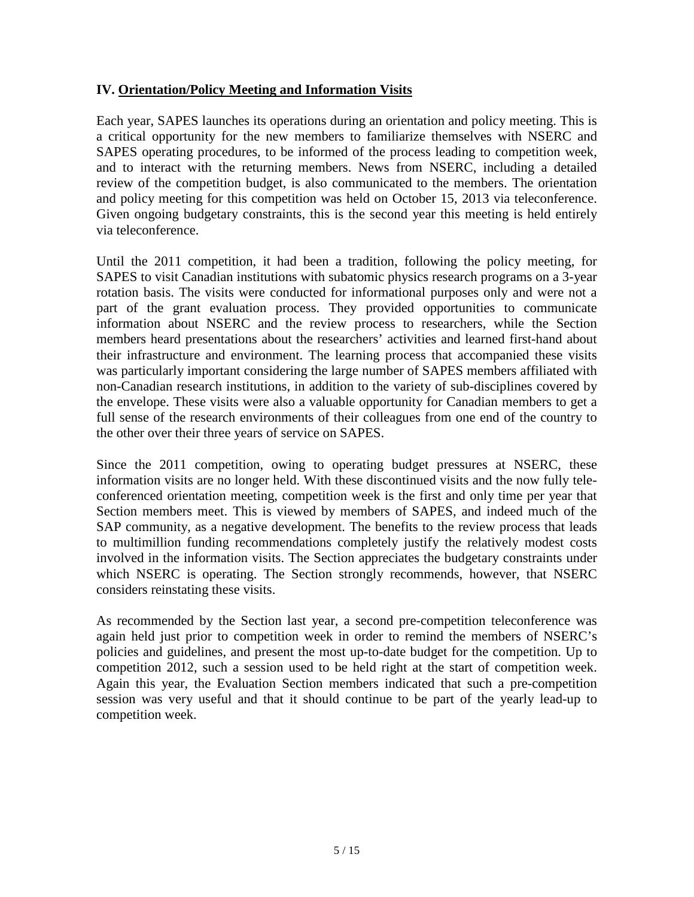## IV. Orientation/Policy Meeting and Information Visits

Each year, SAPES launches its operations during an orientation and policy meeting. This is a critical opportunity for the new members to familiarize themselves with NSERC and SAPES operating procedures, to be informed of the process leading to competition week, and to interact with the returning members. News from NSERC, including a detailed review of the competition budget, is also communicated to the members. The orientation and policy meeting for this competition was held on October 15, 2013 via teleconference. Given ongoing budgetary constraints, this is the second year this meeting is held entirely via teleconference.

Until the 2011 competition, it had been a tradition, following the policy meeting, for SAPES to visit Canadian institutions with subatomic physics research programs on a 3-year rotation basis. The visits were conducted for informational purposes only and were not a part of the grant evaluation process. They provided opportunities to communicate information about NSERC and the review process to researchers, while the Section members heard presentations about the researchers' activities and learned first-hand about their infrastructure and environment. The learning process that accompanied these visits was particularly important considering the large number of SAPES members affiliated with non-Canadian research institutions, in addition to the variety of sub-disciplines covered by the envelope. These visits were also a valuable opportunity for Canadian members to get a full sense of the research environments of their colleagues from one end of the country to the other over their three years of service on SAPES.

Since the 2011 competition, owing to operating budget pressures at NSERC, these information visits are no longer held. With these discontinued visits and the now fully tele-conferenced orientation meeting, competition week is the first and only time per year that Section members meet. This is viewed by members of SAPES, and indeed much of the SAP community, as a negative development. The benefits to the review process that leads to multimillion funding recommendations completely justify the relatively modest costs involved in the information visits. The Section appreciates the budgetary constraints under which NSERC is operating. The Section strongly recommends, however, that NSERC considers reinstating these visits.

As recommended by the Section last year, a second pre-competition teleconference was again held just prior to competition week in order to remind the members of NSERC's policies and guidelines, and present the most up-to-date budget for the competition. Up to competition 2012, such a session used to be held right at the start of competition week. Again this year, the Evaluation Section members indicated that such a pre-competition session was very useful and that it should continue to be part of the yearly lead-up to competition week.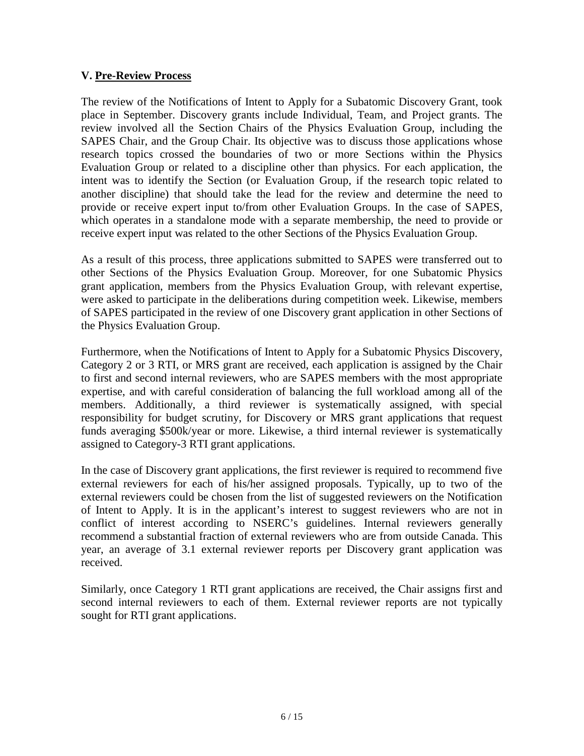## V. Pre-Review Process

The review of the Notifications of Intent to Apply for a Subatomic Discovery Grant, took place in September. Discovery grants include Individual, Team, and Project grants. The review involved all the Section Chairs of the Physics Evaluation Group, including the SAPES Chair, and the Group Chair. Its objective was to discuss those applications whose research topics crossed the boundaries of two or more Sections within the Physics Evaluation Group or related to a discipline other than physics. For each application, the intent was to identify the Section (or Evaluation Group, if the research topic related to another discipline) that should take the lead for the review and determine the need to provide or receive expert input to/from other Evaluation Groups. In the case of SAPES, which operates in a standalone mode with a separate membership, the need to provide or receive expert input was related to the other Sections of the Physics Evaluation Group.

As a result of this process, three applications submitted to SAPES were transferred out to other Sections of the Physics Evaluation Group. Moreover, for one Subatomic Physics grant application, members from the Physics Evaluation Group, with relevant expertise, were asked to participate in the deliberations during competition week. Likewise, members of SAPES participated in the review of one Discovery grant application in other Sections of the Physics Evaluation Group.

Furthermore, when the Notifications of Intent to Apply for a Subatomic Physics Discovery, Category 2 or 3 RTI, or MRS grant are received, each application is assigned by the Chair to first and second internal reviewers, who are SAPES members with the most appropriate expertise, and with careful consideration of balancing the full workload among all of the members. Additionally, a third reviewer is systematically assigned, with special responsibility for budget scrutiny, for Discovery or MRS grant applications that request funds averaging $500k/year or more. Likewise, a third internal reviewer is systematically assigned to Category-3 RTI grant applications.

In the case of Discovery grant applications, the first reviewer is required to recommend five external reviewers for each of his/her assigned proposals. Typically, up to two of the external reviewers could be chosen from the list of suggested reviewers on the Notification of Intent to Apply. It is in the applicant's interest to suggest reviewers who are not in conflict of interest according to NSERC's guidelines. Internal reviewers generally recommend a substantial fraction of external reviewers who are from outside Canada. This year, an average of 3.1 external reviewer reports per Discovery grant application was received.

Similarly, once Category 1 RTI grant applications are received, the Chair assigns first and second internal reviewers to each of them. External reviewer reports are not typically sought for RTI grant applications.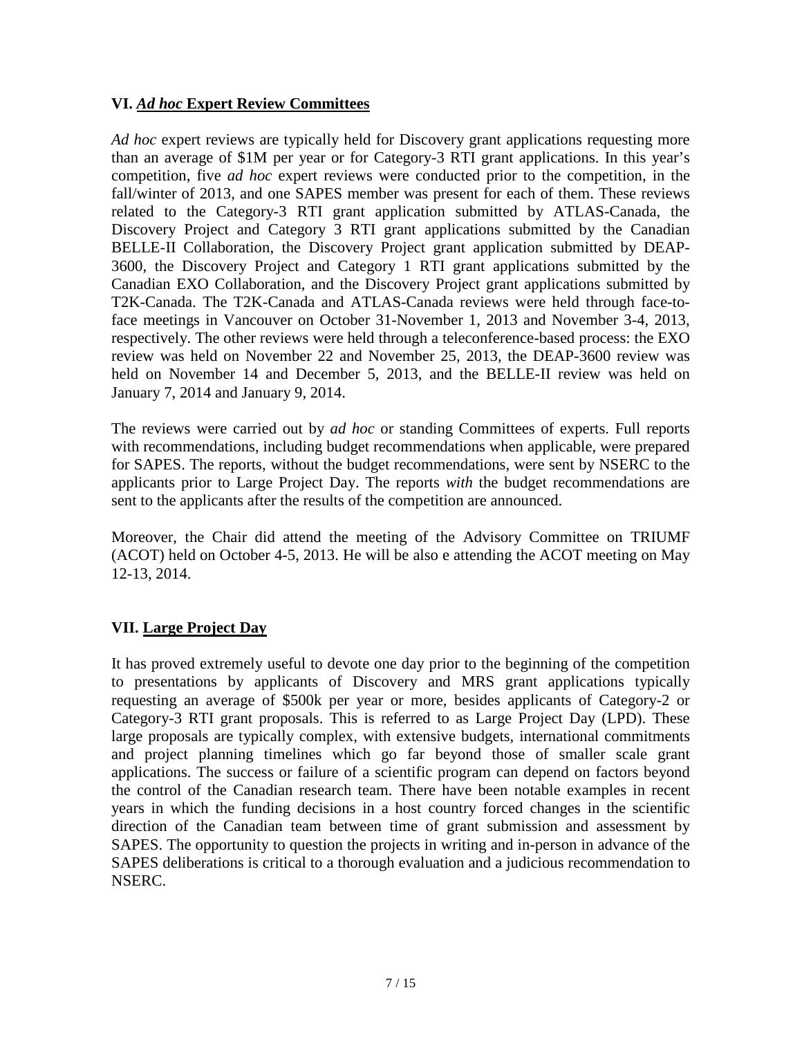## VI. *Ad hoc* Expert Review Committees

*Ad hoc* expert reviews are typically held for Discovery grant applications requesting more than an average of \$1M per year or for Category-3 RTI grant applications. In this year's competition, five *ad hoc* expert reviews were conducted prior to the competition, in the fall/winter of 2013, and one SAPES member was present for each of them. These reviews related to the Category-3 RTI grant application submitted by ATLAS-Canada, the Discovery Project and Category 3 RTI grant applications submitted by the Canadian BELLE-II Collaboration, the Discovery Project grant application submitted by DEAP-3600, the Discovery Project and Category 1 RTI grant applications submitted by the Canadian EXO Collaboration, and the Discovery Project grant applications submitted by T2K-Canada. The T2K-Canada and ATLAS-Canada reviews were held through face-to-face meetings in Vancouver on October 31-November 1, 2013 and November 3-4, 2013, respectively. The other reviews were held through a teleconference-based process: the EXO review was held on November 22 and November 25, 2013, the DEAP-3600 review was held on November 14 and December 5, 2013, and the BELLE-II review was held on January 7, 2014 and January 9, 2014.

The reviews were carried out by *ad hoc* or standing Committees of experts. Full reports with recommendations, including budget recommendations when applicable, were prepared for SAPES. The reports, without the budget recommendations, were sent by NSERC to the applicants prior to Large Project Day. The reports *with* the budget recommendations are sent to the applicants after the results of the competition are announced.

Moreover, the Chair did attend the meeting of the Advisory Committee on TRIUMF (ACOT) held on October 4-5, 2013. He will be also e attending the ACOT meeting on May 12-13, 2014.

## VII. Large Project Day

It has proved extremely useful to devote one day prior to the beginning of the competition to presentations by applicants of Discovery and MRS grant applications typically requesting an average of \$500k per year or more, besides applicants of Category-2 or Category-3 RTI grant proposals. This is referred to as Large Project Day (LPD). These large proposals are typically complex, with extensive budgets, international commitments and project planning timelines which go far beyond those of smaller scale grant applications. The success or failure of a scientific program can depend on factors beyond the control of the Canadian research team. There have been notable examples in recent years in which the funding decisions in a host country forced changes in the scientific direction of the Canadian team between time of grant submission and assessment by SAPES. The opportunity to question the projects in writing and in-person in advance of the SAPES deliberations is critical to a thorough evaluation and a judicious recommendation to NSERC.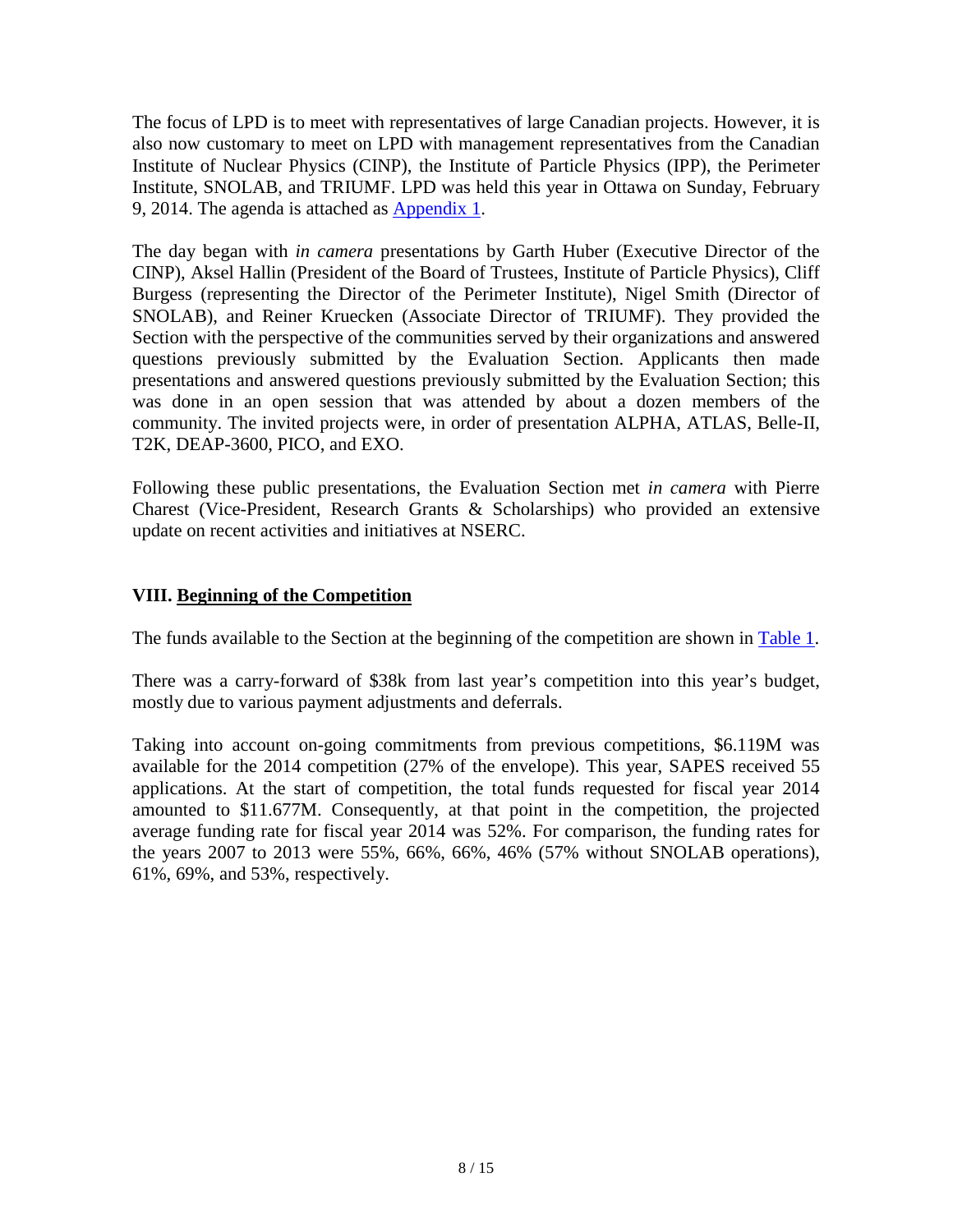The focus of LPD is to meet with representatives of large Canadian projects. However, it is also now customary to meet on LPD with management representatives from the Canadian Institute of Nuclear Physics (CINP), the Institute of Particle Physics (IPP), the Perimeter Institute, SNOLAB, and TRIUMF. LPD was held this year in Ottawa on Sunday, February 9, 2014. The agenda is attached as Appendix 1.

The day began with *in camera* presentations by Garth Huber (Executive Director of the CINP), Aksel Hallin (President of the Board of Trustees, Institute of Particle Physics), Cliff Burgess (representing the Director of the Perimeter Institute), Nigel Smith (Director of SNOLAB), and Reiner Kruecken (Associate Director of TRIUMF). They provided the Section with the perspective of the communities served by their organizations and answered questions previously submitted by the Evaluation Section. Applicants then made presentations and answered questions previously submitted by the Evaluation Section; this was done in an open session that was attended by about a dozen members of the community. The invited projects were, in order of presentation ALPHA, ATLAS, Belle-II, T2K, DEAP-3600, PICO, and EXO.

Following these public presentations, the Evaluation Section met *in camera* with Pierre Charest (Vice-President, Research Grants & Scholarships) who provided an extensive update on recent activities and initiatives at NSERC.

## VIII. Beginning of the Competition

The funds available to the Section at the beginning of the competition are shown in Table 1.

There was a carry-forward of $38k from last year's competition into this year's budget, mostly due to various payment adjustments and deferrals.

Taking into account on-going commitments from previous competitions, $6.119M was available for the 2014 competition (27% of the envelope). This year, SAPES received 55 applications. At the start of competition, the total funds requested for fiscal year 2014 amounted to $11.677M. Consequently, at that point in the competition, the projected average funding rate for fiscal year 2014 was 52%. For comparison, the funding rates for the years 2007 to 2013 were 55%, 66%, 66%, 46% (57% without SNOLAB operations), 61%, 69%, and 53%, respectively.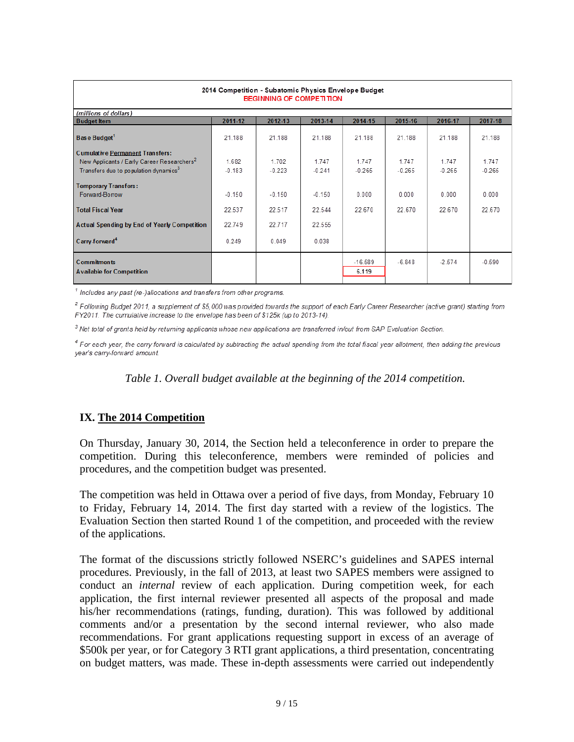| 2014 Competition - Subatomic Physics Envelope Budget<br>BEGINNING OF COMPETITION | | | | | | | |
|---|---|---|---|---|---|---|---|
| *(millions of dollars)* | | | | | | | |
| **Budget Item** | **2011-12** | **2012-13** | **2013-14** | **2014-15** | **2015-16** | **2016-17** | **2017-18** |
| **Base Budget**[1] | 21.188 | 21.188 | 21.188 | 21.188 | 21.188 | 21.188 | 21.188 |
| **Cumulative Permanent Transfers:** | | | | | | | |
| New Applicants / Early Career Researchers[2] | 1.682 | 1.702 | 1.747 | 1.747 | 1.747 | 1.747 | 1.747 |
| Transfers due to population dynamics[3] | -0.183 | -0.223 | -0.241 | -0.265 | -0.265 | -0.265 | -0.265 |
| **Temporary Transfers:** | | | | | | | |
| Forward-Borrow | -0.150 | -0.150 | -0.150 | 0.000 | 0.000 | 0.000 | 0.000 |
| **Total Fiscal Year** | 22.537 | 22.517 | 22.544 | 22.670 | 22.670 | 22.670 | 22.670 |
| **Actual Spending by End of Yearly Competition** | 22.749 | 22.717 | 22.555 | | | | |
| **Carry-forward**[4] | 0.249 | 0.049 | 0.038 | | | | |
| **Commitments** | | | | -16.589 | -6.848 | -2.574 | -0.590 |
| **Available for Competition** | | | | 6.119 | | | |

[1] *Includes any past (re-)allocations and transfers from other programs.*

[2] *Following Budget 2011, a supplement of $5,000 was provided towards the support of each Early Career Researcher (active grant) starting from FY2011. The cumulative increase to the envelope has been of $125k (up to 2013-14).*

[3] *Net total of grants held by returning applicants whose new applications are transferred in/out from SAP Evaluation Section.*

[4] *For each year, the carry forward is calculated by subtracting the actuel spending from the total fiscal year allotment, then adding the previous year's carry-forward amount.*

*Table 1. Overall budget available at the beginning of the 2014 competition.*

## IX. <u>The 2014 Competition</u>

On Thursday, January 30, 2014, the Section held a teleconference in order to prepare the competition. During this teleconference, members were reminded of policies and procedures, and the competition budget was presented.

The competition was held in Ottawa over a period of five days, from Monday, February 10 to Friday, February 14, 2014. The first day started with a review of the logistics. The Evaluation Section then started Round 1 of the competition, and proceeded with the review of the applications.

The format of the discussions strictly followed NSERC's guidelines and SAPES internal procedures. Previously, in the fall of 2013, at least two SAPES members were assigned to conduct an *internal* review of each application. During competition week, for each application, the first internal reviewer presented all aspects of the proposal and made his/her recommendations (ratings, funding, duration). This was followed by additional comments and/or a presentation by the second internal reviewer, who also made recommendations. For grant applications requesting support in excess of an average of $500k per year, or for Category 3 RTI grant applications, a third presentation, concentrating on budget matters, was made. These in-depth assessments were carried out independently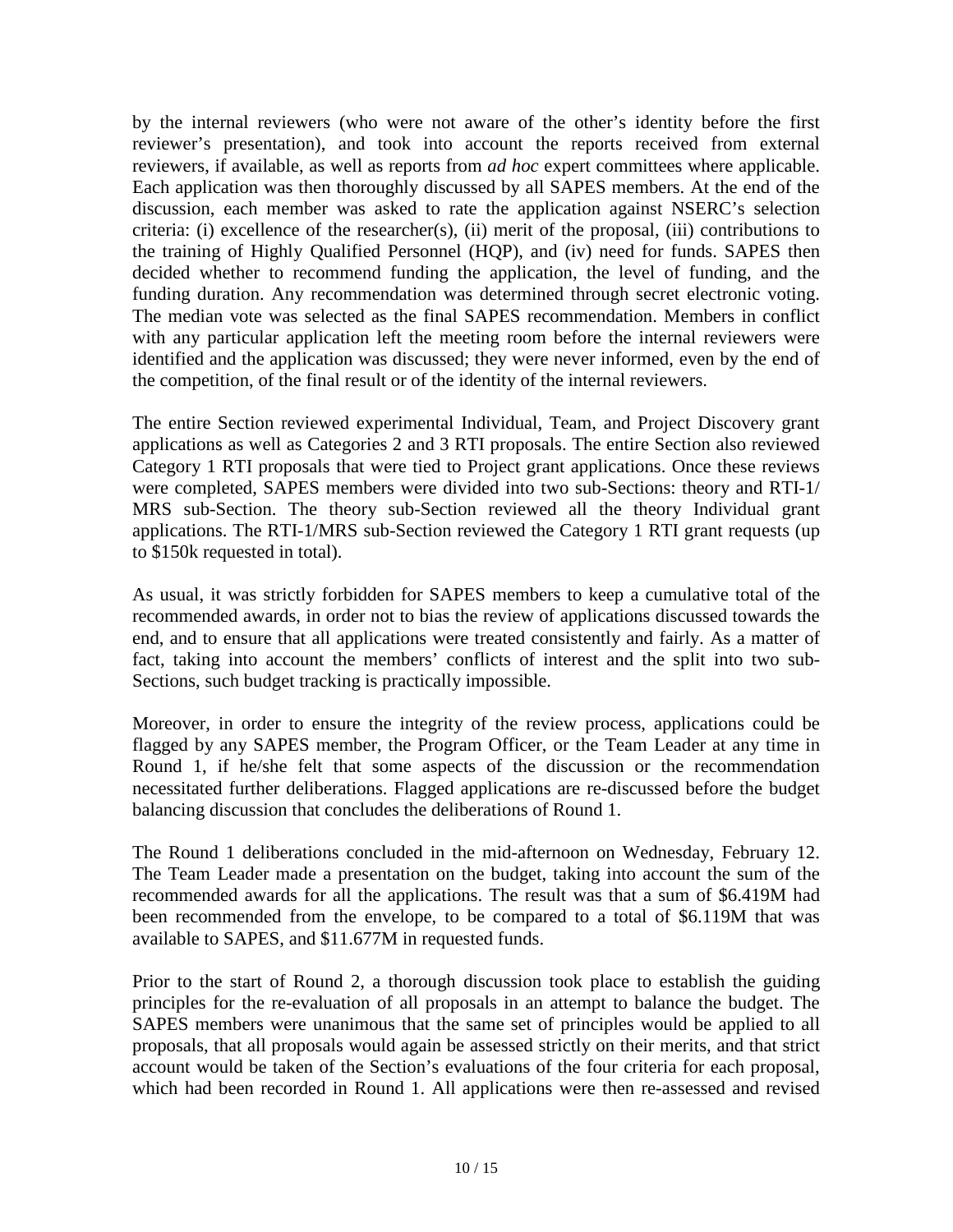by the internal reviewers (who were not aware of the other's identity before the first reviewer's presentation), and took into account the reports received from external reviewers, if available, as well as reports from *ad hoc* expert committees where applicable. Each application was then thoroughly discussed by all SAPES members. At the end of the discussion, each member was asked to rate the application against NSERC's selection criteria: (i) excellence of the researcher(s), (ii) merit of the proposal, (iii) contributions to the training of Highly Qualified Personnel (HQP), and (iv) need for funds. SAPES then decided whether to recommend funding the application, the level of funding, and the funding duration. Any recommendation was determined through secret electronic voting. The median vote was selected as the final SAPES recommendation. Members in conflict with any particular application left the meeting room before the internal reviewers were identified and the application was discussed; they were never informed, even by the end of the competition, of the final result or of the identity of the internal reviewers.

The entire Section reviewed experimental Individual, Team, and Project Discovery grant applications as well as Categories 2 and 3 RTI proposals. The entire Section also reviewed Category 1 RTI proposals that were tied to Project grant applications. Once these reviews were completed, SAPES members were divided into two sub-Sections: theory and RTI-1/ MRS sub-Section. The theory sub-Section reviewed all the theory Individual grant applications. The RTI-1/MRS sub-Section reviewed the Category 1 RTI grant requests (up to $150k requested in total).

As usual, it was strictly forbidden for SAPES members to keep a cumulative total of the recommended awards, in order not to bias the review of applications discussed towards the end, and to ensure that all applications were treated consistently and fairly. As a matter of fact, taking into account the members' conflicts of interest and the split into two sub-Sections, such budget tracking is practically impossible.

Moreover, in order to ensure the integrity of the review process, applications could be flagged by any SAPES member, the Program Officer, or the Team Leader at any time in Round 1, if he/she felt that some aspects of the discussion or the recommendation necessitated further deliberations. Flagged applications are re-discussed before the budget balancing discussion that concludes the deliberations of Round 1.

The Round 1 deliberations concluded in the mid-afternoon on Wednesday, February 12. The Team Leader made a presentation on the budget, taking into account the sum of the recommended awards for all the applications. The result was that a sum of $6.419M had been recommended from the envelope, to be compared to a total of $6.119M that was available to SAPES, and $11.677M in requested funds.

Prior to the start of Round 2, a thorough discussion took place to establish the guiding principles for the re-evaluation of all proposals in an attempt to balance the budget. The SAPES members were unanimous that the same set of principles would be applied to all proposals, that all proposals would again be assessed strictly on their merits, and that strict account would be taken of the Section's evaluations of the four criteria for each proposal, which had been recorded in Round 1. All applications were then re-assessed and revised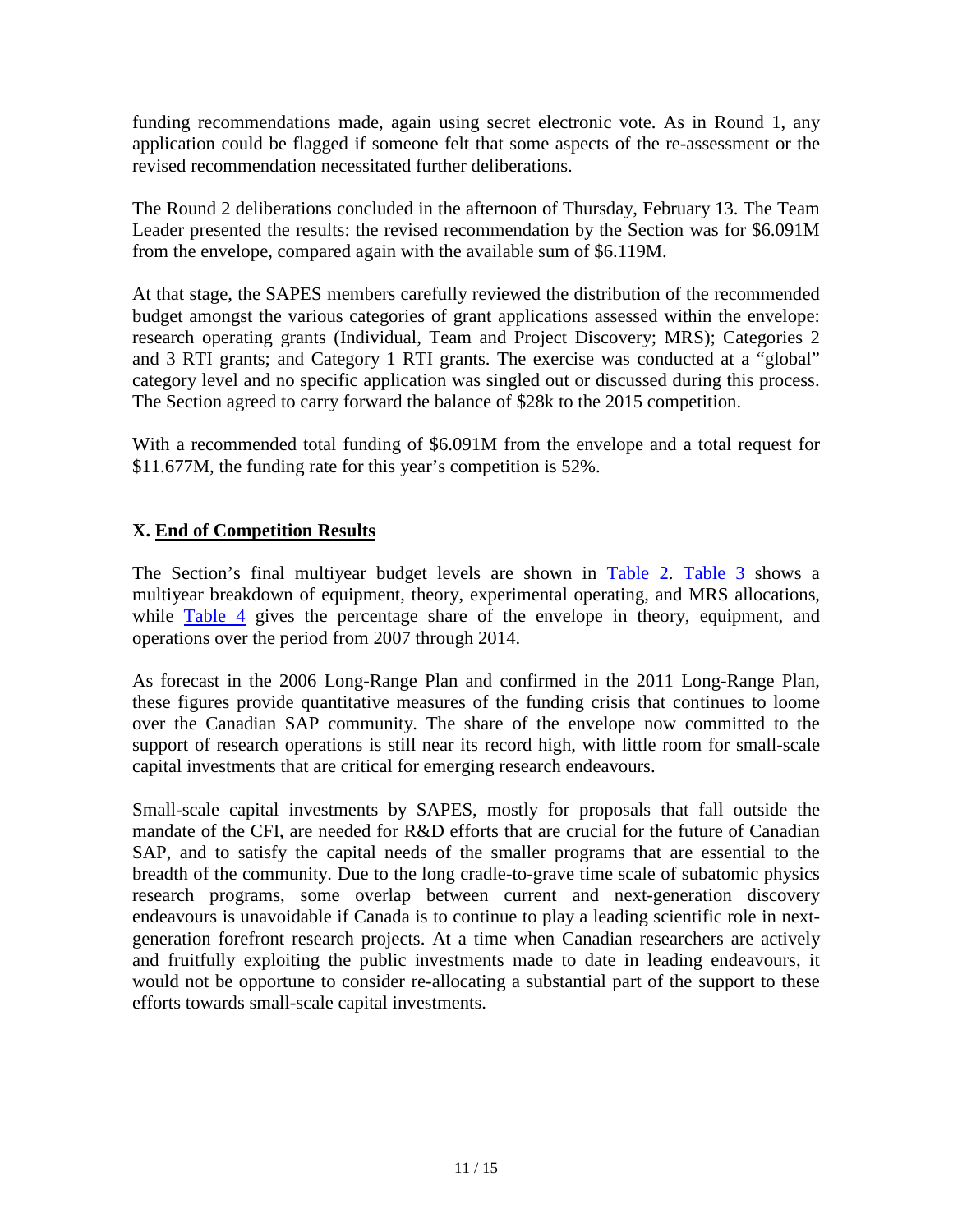funding recommendations made, again using secret electronic vote. As in Round 1, any application could be flagged if someone felt that some aspects of the re-assessment or the revised recommendation necessitated further deliberations.

The Round 2 deliberations concluded in the afternoon of Thursday, February 13. The Team Leader presented the results: the revised recommendation by the Section was for $6.091M from the envelope, compared again with the available sum of $6.119M.

At that stage, the SAPES members carefully reviewed the distribution of the recommended budget amongst the various categories of grant applications assessed within the envelope: research operating grants (Individual, Team and Project Discovery; MRS); Categories 2 and 3 RTI grants; and Category 1 RTI grants. The exercise was conducted at a "global" category level and no specific application was singled out or discussed during this process. The Section agreed to carry forward the balance of $28k to the 2015 competition.

With a recommended total funding of $6.091M from the envelope and a total request for $11.677M, the funding rate for this year's competition is 52%.

## X. <u>End of Competition Results</u>

The Section's final multiyear budget levels are shown in Table 2. Table 3 shows a multiyear breakdown of equipment, theory, experimental operating, and MRS allocations, while Table 4 gives the percentage share of the envelope in theory, equipment, and operations over the period from 2007 through 2014.

As forecast in the 2006 Long-Range Plan and confirmed in the 2011 Long-Range Plan, these figures provide quantitative measures of the funding crisis that continues to loome over the Canadian SAP community. The share of the envelope now committed to the support of research operations is still near its record high, with little room for small-scale capital investments that are critical for emerging research endeavours.

Small-scale capital investments by SAPES, mostly for proposals that fall outside the mandate of the CFI, are needed for R&D efforts that are crucial for the future of Canadian SAP, and to satisfy the capital needs of the smaller programs that are essential to the breadth of the community. Due to the long cradle-to-grave time scale of subatomic physics research programs, some overlap between current and next-generation discovery endeavours is unavoidable if Canada is to continue to play a leading scientific role in next-generation forefront research projects. At a time when Canadian researchers are actively and fruitfully exploiting the public investments made to date in leading endeavours, it would not be opportune to consider re-allocating a substantial part of the support to these efforts towards small-scale capital investments.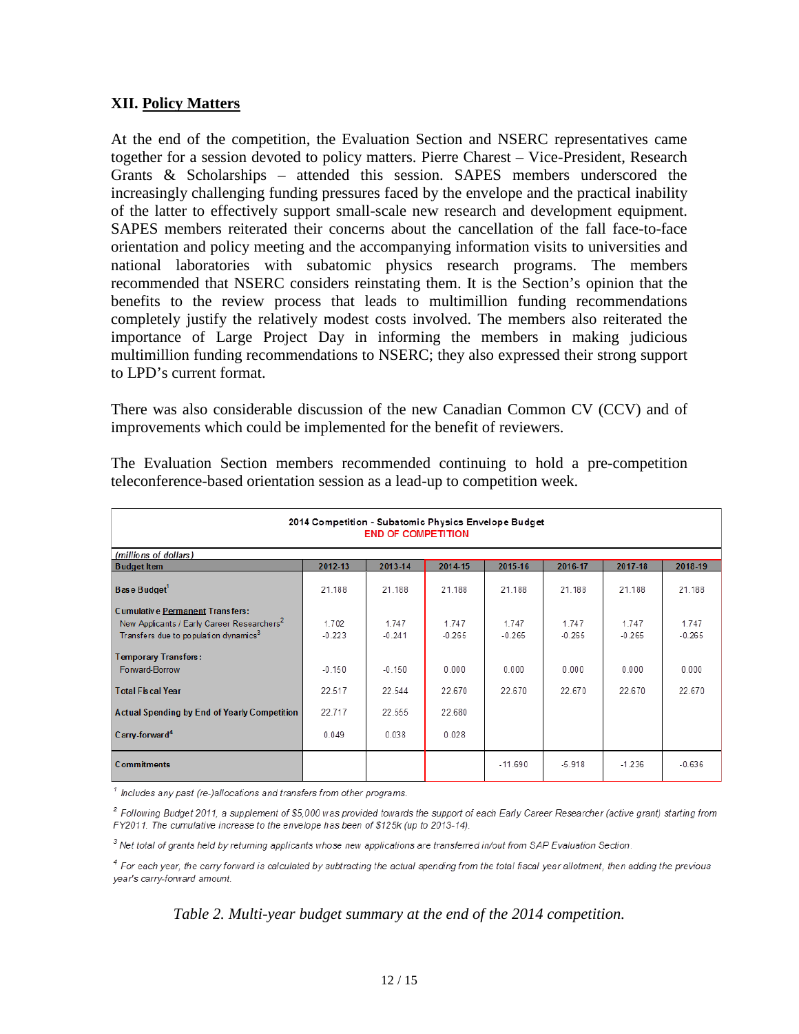## XII. Policy Matters

At the end of the competition, the Evaluation Section and NSERC representatives came together for a session devoted to policy matters. Pierre Charest – Vice-President, Research Grants & Scholarships – attended this session. SAPES members underscored the increasingly challenging funding pressures faced by the envelope and the practical inability of the latter to effectively support small-scale new research and development equipment. SAPES members reiterated their concerns about the cancellation of the fall face-to-face orientation and policy meeting and the accompanying information visits to universities and national laboratories with subatomic physics research programs. The members recommended that NSERC considers reinstating them. It is the Section's opinion that the benefits to the review process that leads to multimillion funding recommendations completely justify the relatively modest costs involved. The members also reiterated the importance of Large Project Day in informing the members in making judicious multimillion funding recommendations to NSERC; they also expressed their strong support to LPD's current format.

There was also considerable discussion of the new Canadian Common CV (CCV) and of improvements which could be implemented for the benefit of reviewers.

The Evaluation Section members recommended continuing to hold a pre-competition teleconference-based orientation session as a lead-up to competition week.

**2014 Competition - Subatomic Physics Envelope Budget**
**END OF COMPETITION**

*(millions of dollars)*

| Budget Item | 2012-13 | 2013-14 | 2014-15 | 2015-16 | 2016-17 | 2017-18 | 2018-19 |
|---|---|---|---|---|---|---|---|
| Base Budget[1] | 21.188 | 21.188 | 21.188 | 21.188 | 21.188 | 21.188 | 21.188 |
| **Cumulative Permanent Transfers:** | | | | | | | |
| New Applicants / Early Career Researchers[2] | 1.702 | 1.747 | 1.747 | 1.747 | 1.747 | 1.747 | 1.747 |
| Transfers due to population dynamics[3] | -0.223 | -0.241 | -0.265 | -0.265 | -0.265 | -0.265 | -0.265 |
| **Temporary Transfers:** | | | | | | | |
| Forward-Borrow | -0.150 | -0.150 | 0.000 | 0.000 | 0.000 | 0.000 | 0.000 |
| Total Fiscal Year | 22.517 | 22.544 | 22.670 | 22.670 | 22.670 | 22.670 | 22.670 |
| Actual Spending by End of Yearly Competition | 22.717 | 22.555 | 22.680 | | | | |
| Carry-forward[4] | 0.049 | 0.038 | 0.028 | | | | |
| Commitments | | | | -11.690 | -5.918 | -1.236 | -0.636 |

[1] *Includes any past (re-)allocations and transfers from other programs.*

[2] *Following Budget 2011, a supplement of $5,000 was provided towards the support of each Early Career Researcher (active grant) starting from FY2011. The cumulative increase to the envelope has been of $125k (up to 2013-14).*

[3] *Net total of grants held by returning applicants whose new applications are transferred in/out from SAP Evaluation Section.*

[4] *For each year, the carry forward is calculated by subtracting the actual spending from the total fiscal year allotment, then adding the previous year's carry-forward amount.*

*Table 2. Multi-year budget summary at the end of the 2014 competition.*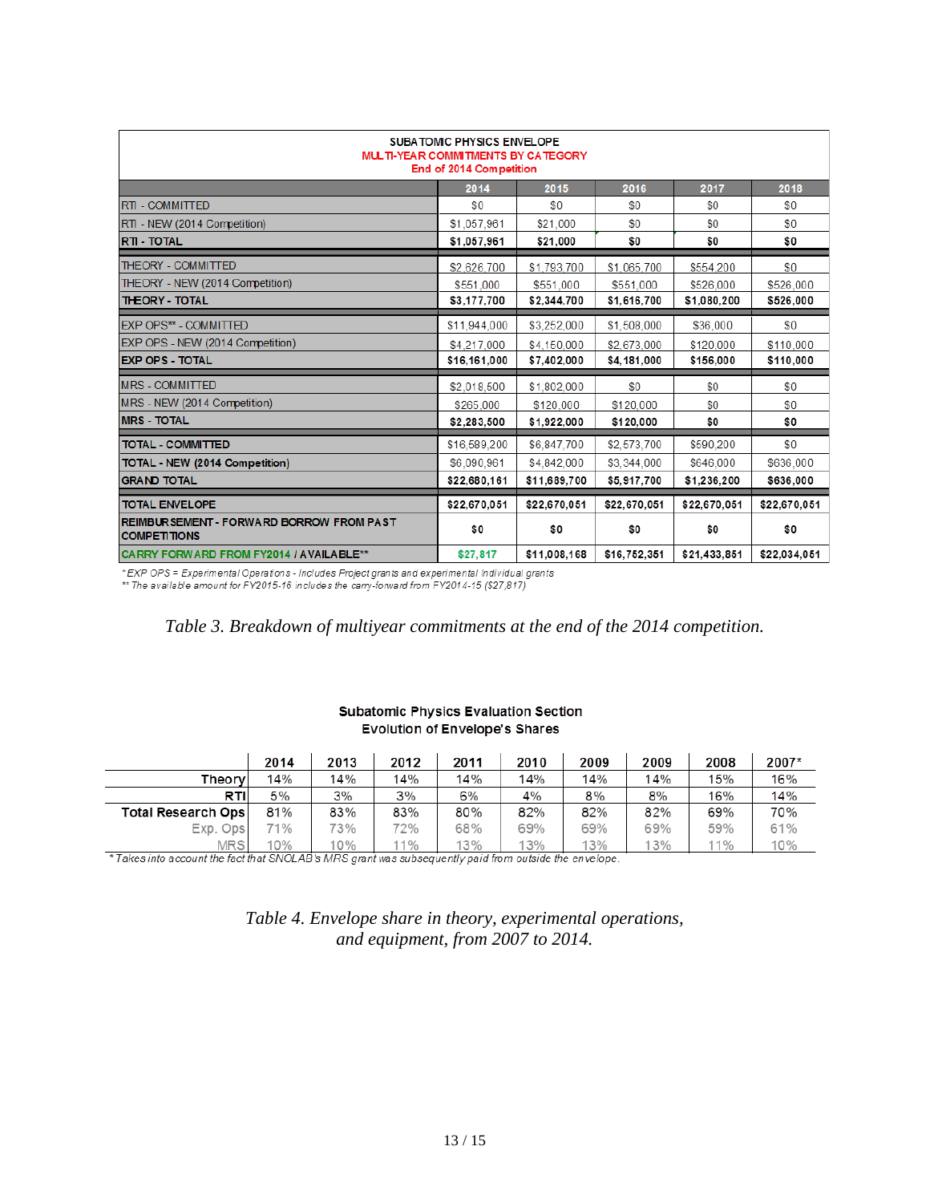| SUBATOMIC PHYSICS ENVELOPE<br>MULTI-YEAR COMMITMENTS BY CATEGORY<br>End of 2014 Competition | 2014 | 2015 | 2016 | 2017 | 2018 |
|---|---|---|---|---|---|
| RTI - COMMITTED | $0 | $0 | $0 | $0 | $0 |
| RTI - NEW (2014 Competition) | $1,057,961 | $21,000 | $0 | $0 | $0 |
| **RTI - TOTAL** | **$1,057,961** | **$21,000** | **$0** | **$0** | **$0** |
| THEORY - COMMITTED | $2,626,700 | $1,793,700 | $1,065,700 | $554,200 | $0 |
| THEORY - NEW (2014 Competition) | $551,000 | $551,000 | $551,000 | $526,000 | $526,000 |
| **THEORY - TOTAL** | **$3,177,700** | **$2,344,700** | **$1,616,700** | **$1,080,200** | **$526,000** |
| EXP OPS** - COMMITTED | $11,944,000 | $3,252,000 | $1,508,000 | $36,000 | $0 |
| EXP OPS - NEW (2014 Competition) | $4,217,000 | $4,150,000 | $2,673,000 | $120,000 | $110,000 |
| **EXP OPS - TOTAL** | **$16,161,000** | **$7,402,000** | **$4,181,000** | **$156,000** | **$110,000** |
| MRS - COMMITTED | $2,018,500 | $1,802,000 | $0 | $0 | $0 |
| MRS - NEW (2014 Competition) | $265,000 | $120,000 | $120,000 | $0 | $0 |
| **MRS - TOTAL** | **$2,283,500** | **$1,922,000** | **$120,000** | **$0** | **$0** |
| **TOTAL - COMMITTED** | $16,589,200 | $6,847,700 | $2,573,700 | $590,200 | $0 |
| **TOTAL - NEW (2014 Competition)** | $6,090,961 | $4,842,000 | $3,344,000 | $646,000 | $636,000 |
| **GRAND TOTAL** | **$22,680,161** | **$11,689,700** | **$5,917,700** | **$1,236,200** | **$636,000** |
| **TOTAL ENVELOPE** | **$22,670,051** | **$22,670,051** | **$22,670,051** | **$22,670,051** | **$22,670,051** |
| **REIMBURSEMENT - FORWARD BORROW FROM PAST COMPETITIONS** | **$0** | **$0** | **$0** | **$0** | **$0** |
| **CARRY FORWARD FROM FY2014 / AVAILABLE**** | **$27,817** | **$11,008,168** | **$16,752,351** | **$21,433,851** | **$22,034,051** |

*EXP OPS = Experimental Operations - Includes Project grants and experimental individual grants
** The available amount for FY2015-16 includes the carry-forward from FY2014-15 ($27,817)

*Table 3. Breakdown of multiyear commitments at the end of the 2014 competition.*

**Subatomic Physics Evaluation Section**
**Evolution of Envelope's Shares**

| | 2014 | 2013 | 2012 | 2011 | 2010 | 2009 | 2009 | 2008 | 2007* |
|---|---|---|---|---|---|---|---|---|---|
| **Theory** | 14% | 14% | 14% | 14% | 14% | 14% | 14% | 15% | 16% |
| **RTI** | 5% | 3% | 3% | 6% | 4% | 8% | 8% | 16% | 14% |
| **Total Research Ops** | 81% | 83% | 83% | 80% | 82% | 82% | 82% | 69% | 70% |
| Exp. Ops | 71% | 73% | 72% | 68% | 69% | 69% | 69% | 59% | 61% |
| MRS | 10% | 10% | 11% | 13% | 13% | 13% | 13% | 11% | 10% |

* Takes into account the fact that SNOLAB's MRS grant was subsequently paid from outside the envelope.

*Table 4. Envelope share in theory, experimental operations, and equipment, from 2007 to 2014.*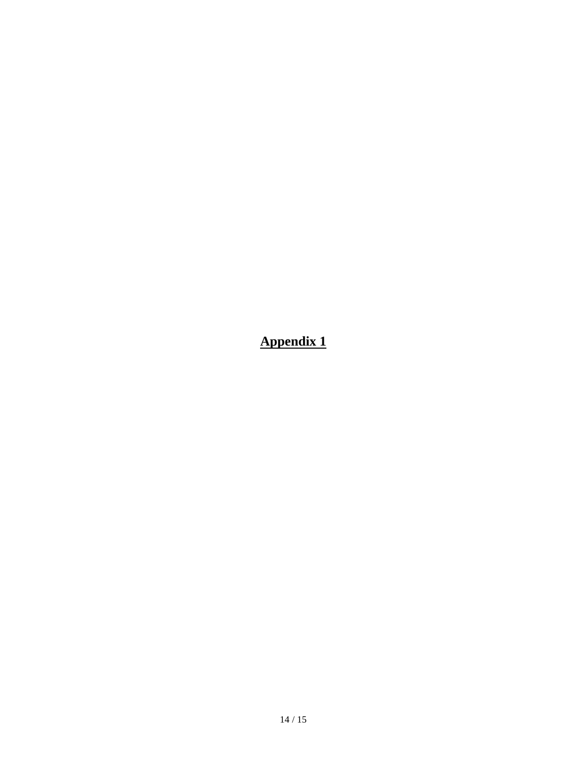**Appendix 1**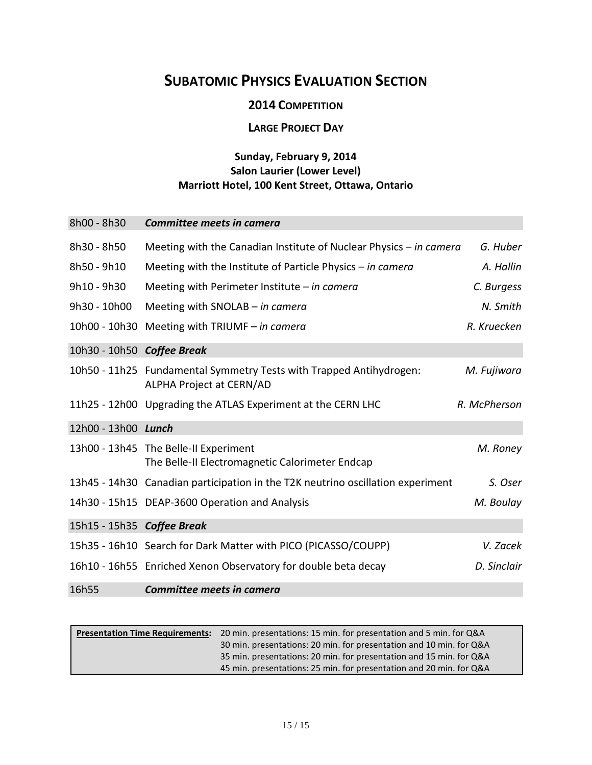# Subatomic Physics Evaluation Section

## 2014 Competition

### Large Project Day

**Sunday, February 9, 2014**
**Salon Laurier (Lower Level)**
**Marriott Hotel, 100 Kent Street, Ottawa, Ontario**

| | | |
|---|---|---|
| 8h00 - 8h30 | ***Committee meets in camera*** | |
| 8h30 - 8h50 | Meeting with the Canadian Institute of Nuclear Physics – *in camera* | *G. Huber* |
| 8h50 - 9h10 | Meeting with the Institute of Particle Physics – *in camera* | *A. Hallin* |
| 9h10 - 9h30 | Meeting with Perimeter Institute – *in camera* | *C. Burgess* |
| 9h30 - 10h00 | Meeting with SNOLAB – *in camera* | *N. Smith* |
| 10h00 - 10h30 | Meeting with TRIUMF – *in camera* | *R. Kruecken* |
| 10h30 - 10h50 | ***Coffee Break*** | |
| 10h50 - 11h25 | Fundamental Symmetry Tests with Trapped Antihydrogen: ALPHA Project at CERN/AD | *M. Fujiwara* |
| 11h25 - 12h00 | Upgrading the ATLAS Experiment at the CERN LHC | *R. McPherson* |
| 12h00 - 13h00 | ***Lunch*** | |
| 13h00 - 13h45 | The Belle-II Experiment<br>The Belle-II Electromagnetic Calorimeter Endcap | *M. Roney* |
| 13h45 - 14h30 | Canadian participation in the T2K neutrino oscillation experiment | *S. Oser* |
| 14h30 - 15h15 | DEAP-3600 Operation and Analysis | *M. Boulay* |
| 15h15 - 15h35 | ***Coffee Break*** | |
| 15h35 - 16h10 | Search for Dark Matter with PICO (PICASSO/COUPP) | *V. Zacek* |
| 16h10 - 16h55 | Enriched Xenon Observatory for double beta decay | *D. Sinclair* |
| 16h55 | ***Committee meets in camera*** | |

| | |
|---|---|
| **Presentation Time Requirements:** | 20 min. presentations: 15 min. for presentation and 5 min. for Q&A<br>30 min. presentations: 20 min. for presentation and 10 min. for Q&A<br>35 min. presentations: 20 min. for presentation and 15 min. for Q&A<br>45 min. presentations: 25 min. for presentation and 20 min. for Q&A |